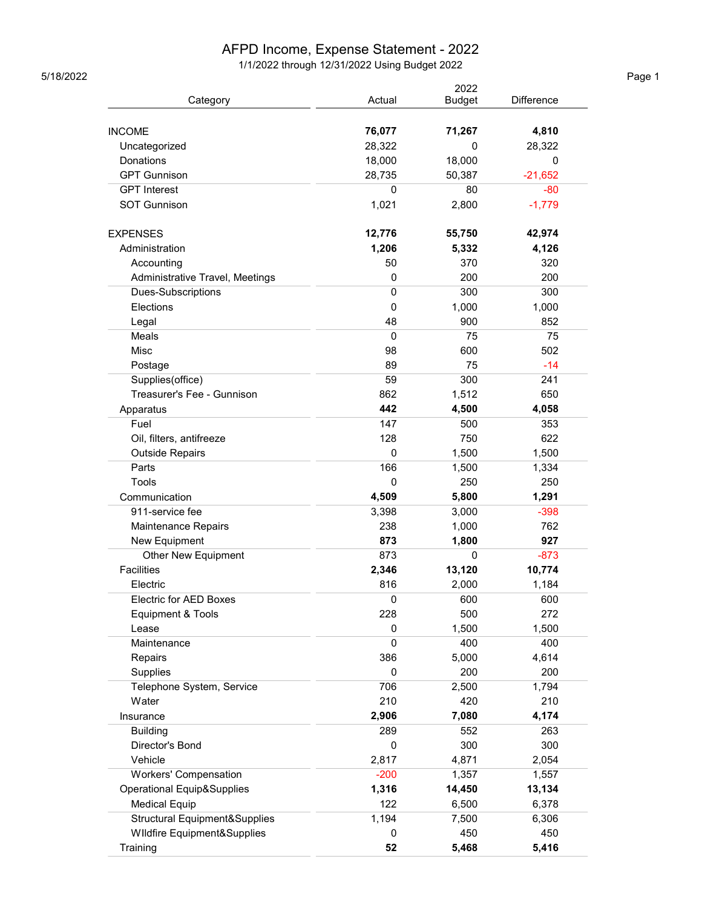# AFPD Income, Expense Statement - 2022

1/1/2022 through 12/31/2022 Using Budget 2022

5/18/2022

| Category | Actual | 2022 Budget | Difference |
|---|---|---|---|
| INCOME | **76,077** | **71,267** | **4,810** |
| Uncategorized | 28,322 | 0 | 28,322 |
| Donations | 18,000 | 18,000 | 0 |
| GPT Gunnison | 28,735 | 50,387 | -21,652 |
| GPT Interest | 0 | 80 | -80 |
| SOT Gunnison | 1,021 | 2,800 | -1,779 |
| | | | |
| EXPENSES | **12,776** | **55,750** | **42,974** |
| Administration | **1,206** | **5,332** | **4,126** |
| Accounting | 50 | 370 | 320 |
| Administrative Travel, Meetings | 0 | 200 | 200 |
| Dues-Subscriptions | 0 | 300 | 300 |
| Elections | 0 | 1,000 | 1,000 |
| Legal | 48 | 900 | 852 |
| Meals | 0 | 75 | 75 |
| Misc | 98 | 600 | 502 |
| Postage | 89 | 75 | -14 |
| Supplies(office) | 59 | 300 | 241 |
| Treasurer's Fee - Gunnison | 862 | 1,512 | 650 |
| Apparatus | **442** | **4,500** | **4,058** |
| Fuel | 147 | 500 | 353 |
| Oil, filters, antifreeze | 128 | 750 | 622 |
| Outside Repairs | 0 | 1,500 | 1,500 |
| Parts | 166 | 1,500 | 1,334 |
| Tools | 0 | 250 | 250 |
| Communication | **4,509** | **5,800** | **1,291** |
| 911-service fee | 3,398 | 3,000 | -398 |
| Maintenance Repairs | 238 | 1,000 | 762 |
| New Equipment | **873** | **1,800** | **927** |
| Other New Equipment | 873 | 0 | -873 |
| Facilities | **2,346** | **13,120** | **10,774** |
| Electric | 816 | 2,000 | 1,184 |
| Electric for AED Boxes | 0 | 600 | 600 |
| Equipment & Tools | 228 | 500 | 272 |
| Lease | 0 | 1,500 | 1,500 |
| Maintenance | 0 | 400 | 400 |
| Repairs | 386 | 5,000 | 4,614 |
| Supplies | 0 | 200 | 200 |
| Telephone System, Service | 706 | 2,500 | 1,794 |
| Water | 210 | 420 | 210 |
| Insurance | **2,906** | **7,080** | **4,174** |
| Building | 289 | 552 | 263 |
| Director's Bond | 0 | 300 | 300 |
| Vehicle | 2,817 | 4,871 | 2,054 |
| Workers' Compensation | -200 | 1,357 | 1,557 |
| Operational Equip&Supplies | **1,316** | **14,450** | **13,134** |
| Medical Equip | 122 | 6,500 | 6,378 |
| Structural Equipment&Supplies | 1,194 | 7,500 | 6,306 |
| WIldfire Equipment&Supplies | 0 | 450 | 450 |
| Training | **52** | **5,468** | **5,416** |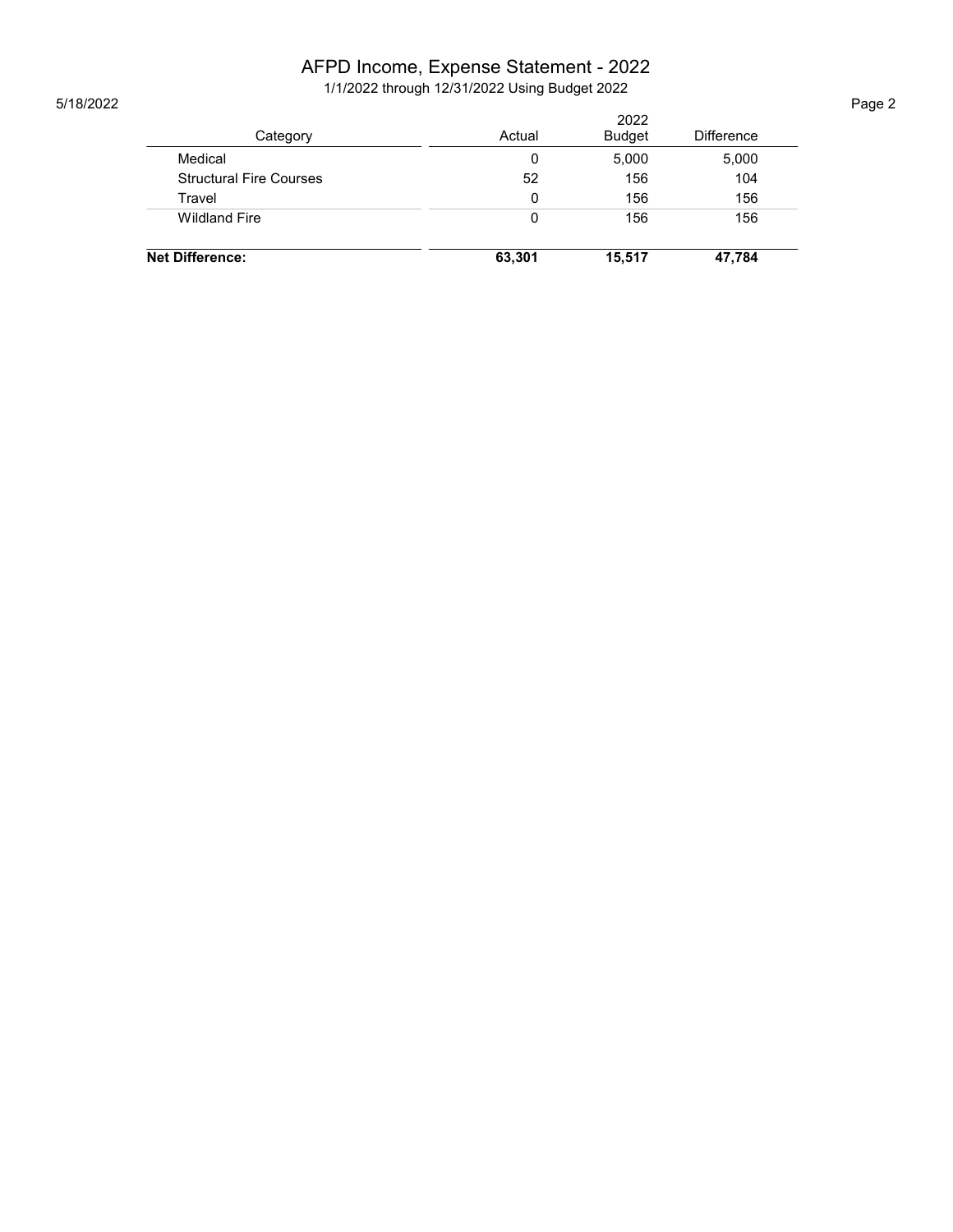# AFPD Income, Expense Statement - 2022

1/1/2022 through 12/31/2022 Using Budget 2022

5/18/2022

| Category | Actual | 2022 Budget | Difference |
|---|---|---|---|
| Medical | 0 | 5,000 | 5,000 |
| Structural Fire Courses | 52 | 156 | 104 |
| Travel | 0 | 156 | 156 |
| Wildland Fire | 0 | 156 | 156 |
| **Net Difference:** | **63,301** | **15,517** | **47,784** |